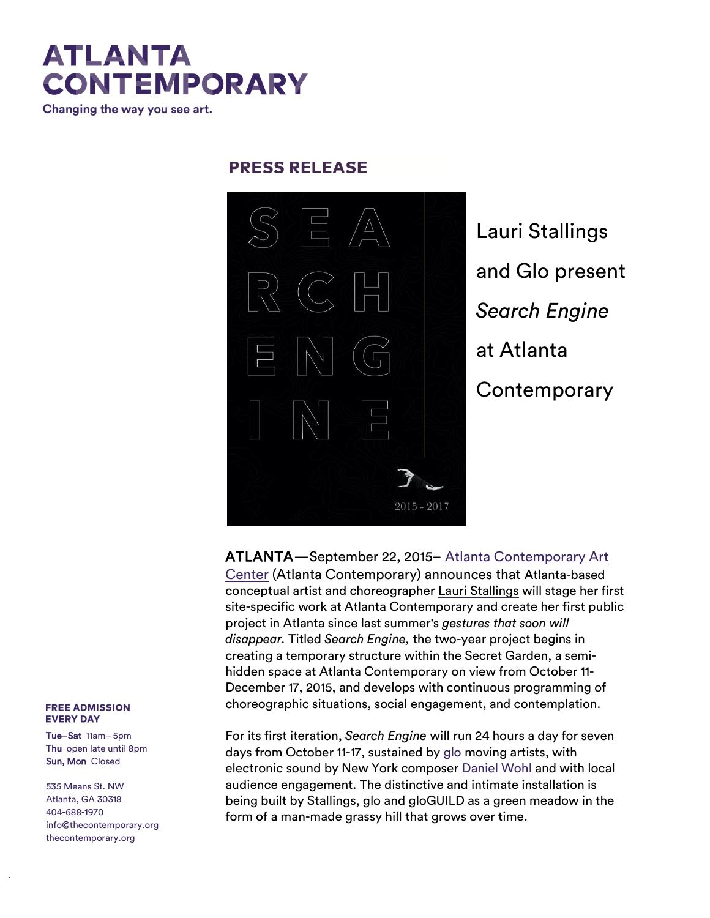# ATLANTA CONTEMPORARY

Changing the way you see art.

## PRESS RELEASE

SEA RCH ENG INE

2015 - 2017

## Lauri Stallings and Glo present *Search Engine* at Atlanta Contemporary

**ATLANTA**—September 22, 2015– Atlanta Contemporary Art Center (Atlanta Contemporary) announces that Atlanta-based conceptual artist and choreographer Lauri Stallings will stage her first site-specific work at Atlanta Contemporary and create her first public project in Atlanta since last summer's *gestures that soon will disappear.* Titled *Search Engine,* the two-year project begins in creating a temporary structure within the Secret Garden, a semi-hidden space at Atlanta Contemporary on view from October 11-December 17, 2015, and develops with continuous programming of choreographic situations, social engagement, and contemplation.

For its first iteration, *Search Engine* will run 24 hours a day for seven days from October 11-17, sustained by glo moving artists, with electronic sound by New York composer Daniel Wohl and with local audience engagement. The distinctive and intimate installation is being built by Stallings, glo and gloGUILD as a green meadow in the form of a man-made grassy hill that grows over time.

**FREE ADMISSION EVERY DAY**

**Tue–Sat** 11am–5pm
**Thu** open late until 8pm
**Sun, Mon** Closed

535 Means St. NW
Atlanta, GA 30318
404-688-1970
info@thecontemporary.org
thecontemporary.org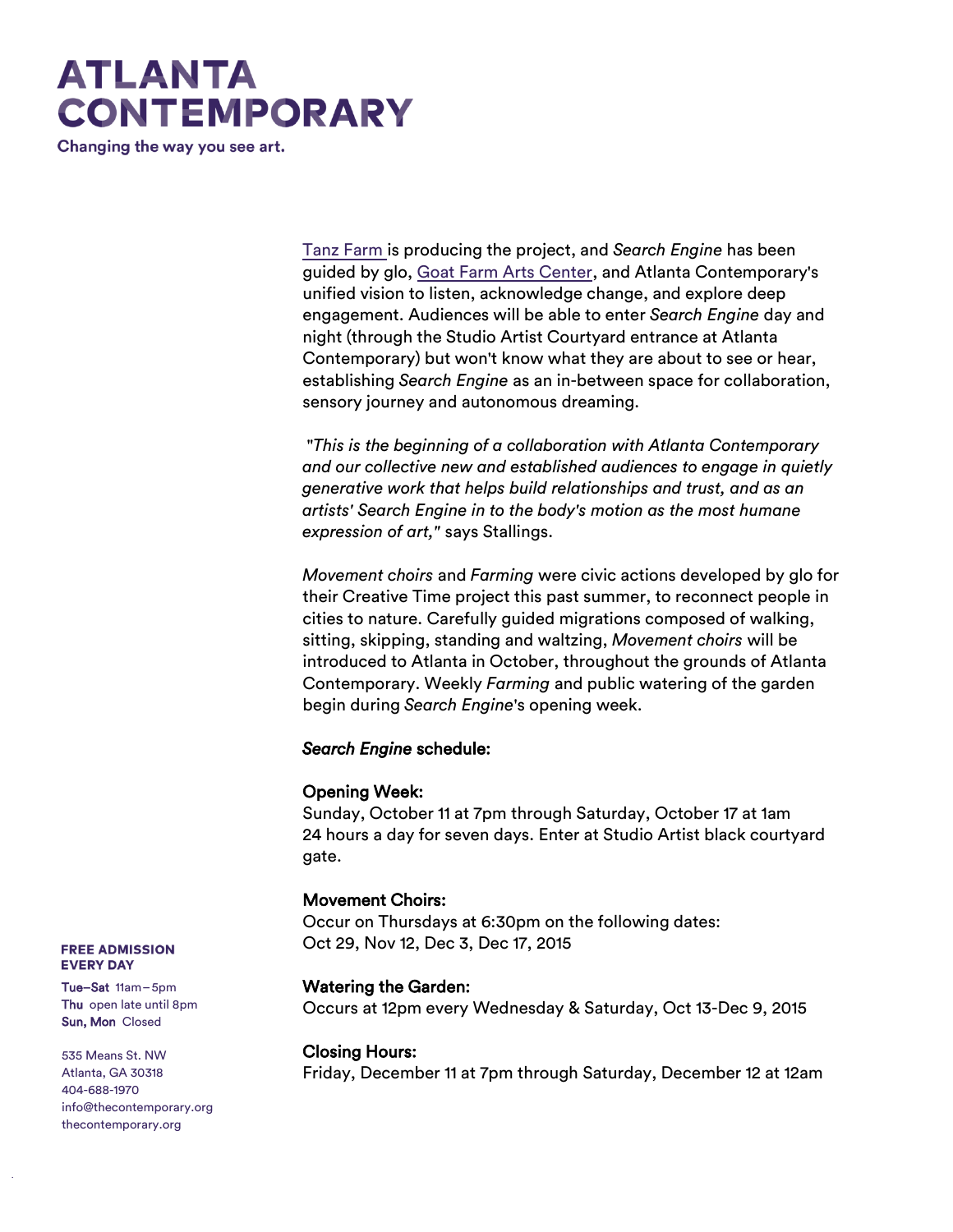# ATLANTA CONTEMPORARY

Changing the way you see art.

Tanz Farm is producing the project, and *Search Engine* has been guided by glo, Goat Farm Arts Center, and Atlanta Contemporary's unified vision to listen, acknowledge change, and explore deep engagement. Audiences will be able to enter *Search Engine* day and night (through the Studio Artist Courtyard entrance at Atlanta Contemporary) but won't know what they are about to see or hear, establishing *Search Engine* as an in-between space for collaboration, sensory journey and autonomous dreaming.

*"This is the beginning of a collaboration with Atlanta Contemporary and our collective new and established audiences to engage in quietly generative work that helps build relationships and trust, and as an artists' Search Engine in to the body's motion as the most humane expression of art,"* says Stallings.

*Movement choirs* and *Farming* were civic actions developed by glo for their Creative Time project this past summer, to reconnect people in cities to nature. Carefully guided migrations composed of walking, sitting, skipping, standing and waltzing, *Movement choirs* will be introduced to Atlanta in October, throughout the grounds of Atlanta Contemporary. Weekly *Farming* and public watering of the garden begin during *Search Engine*'s opening week.

*Search Engine* schedule:

Opening Week:
Sunday, October 11 at 7pm through Saturday, October 17 at 1am
24 hours a day for seven days. Enter at Studio Artist black courtyard gate.

Movement Choirs:
Occur on Thursdays at 6:30pm on the following dates:
Oct 29, Nov 12, Dec 3, Dec 17, 2015

Watering the Garden:
Occurs at 12pm every Wednesday & Saturday, Oct 13-Dec 9, 2015

Closing Hours:
Friday, December 11 at 7pm through Saturday, December 12 at 12am

**FREE ADMISSION EVERY DAY**

**Tue–Sat** 11am – 5pm
**Thu** open late until 8pm
**Sun, Mon** Closed

535 Means St. NW
Atlanta, GA 30318
404-688-1970
info@thecontemporary.org
thecontemporary.org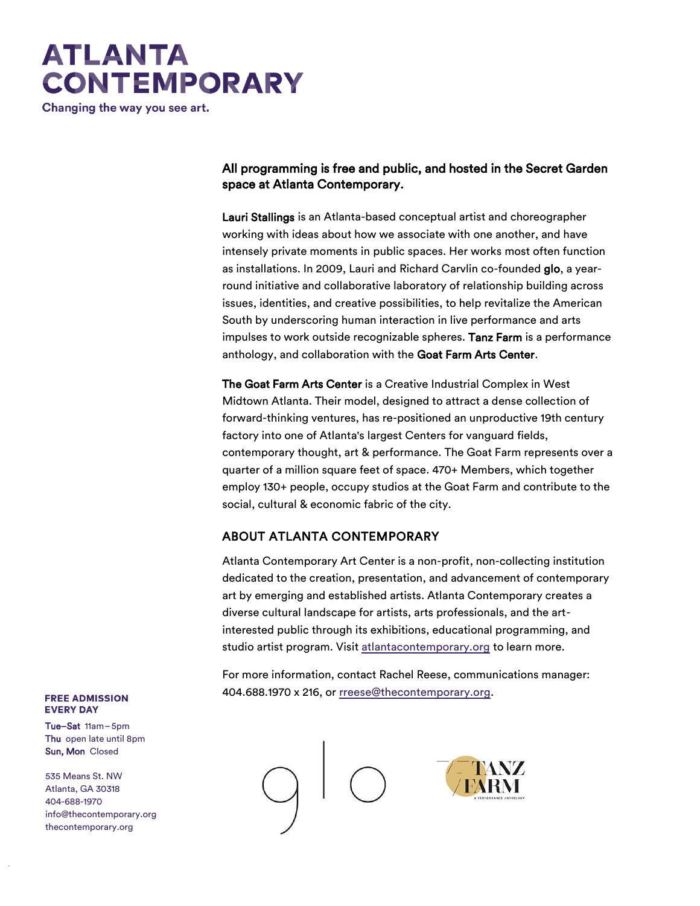# ATLANTA CONTEMPORARY

Changing the way you see art.

**All programming is free and public, and hosted in the Secret Garden space at Atlanta Contemporary.**

**Lauri Stallings** is an Atlanta-based conceptual artist and choreographer working with ideas about how we associate with one another, and have intensely private moments in public spaces. Her works most often function as installations. In 2009, Lauri and Richard Carvlin co-founded **glo**, a year-round initiative and collaborative laboratory of relationship building across issues, identities, and creative possibilities, to help revitalize the American South by underscoring human interaction in live performance and arts impulses to work outside recognizable spheres. **Tanz Farm** is a performance anthology, and collaboration with the **Goat Farm Arts Center**.

**The Goat Farm Arts Center** is a Creative Industrial Complex in West Midtown Atlanta. Their model, designed to attract a dense collection of forward-thinking ventures, has re-positioned an unproductive 19th century factory into one of Atlanta's largest Centers for vanguard fields, contemporary thought, art & performance. The Goat Farm represents over a quarter of a million square feet of space. 470+ Members, which together employ 130+ people, occupy studios at the Goat Farm and contribute to the social, cultural & economic fabric of the city.

## ABOUT ATLANTA CONTEMPORARY

Atlanta Contemporary Art Center is a non-profit, non-collecting institution dedicated to the creation, presentation, and advancement of contemporary art by emerging and established artists. Atlanta Contemporary creates a diverse cultural landscape for artists, arts professionals, and the art-interested public through its exhibitions, educational programming, and studio artist program. Visit atlantacontemporary.org to learn more.

For more information, contact Rachel Reese, communications manager: 404.688.1970 x 216, or rreese@thecontemporary.org.

**FREE ADMISSION EVERY DAY**

**Tue–Sat** 11am – 5pm
**Thu** open late until 8pm
**Sun, Mon** Closed

535 Means St. NW
Atlanta, GA 30318
404-688-1970
info@thecontemporary.org
thecontemporary.org

glo

TANZ FARM
A PERFORMANCE ANTHOLOGY